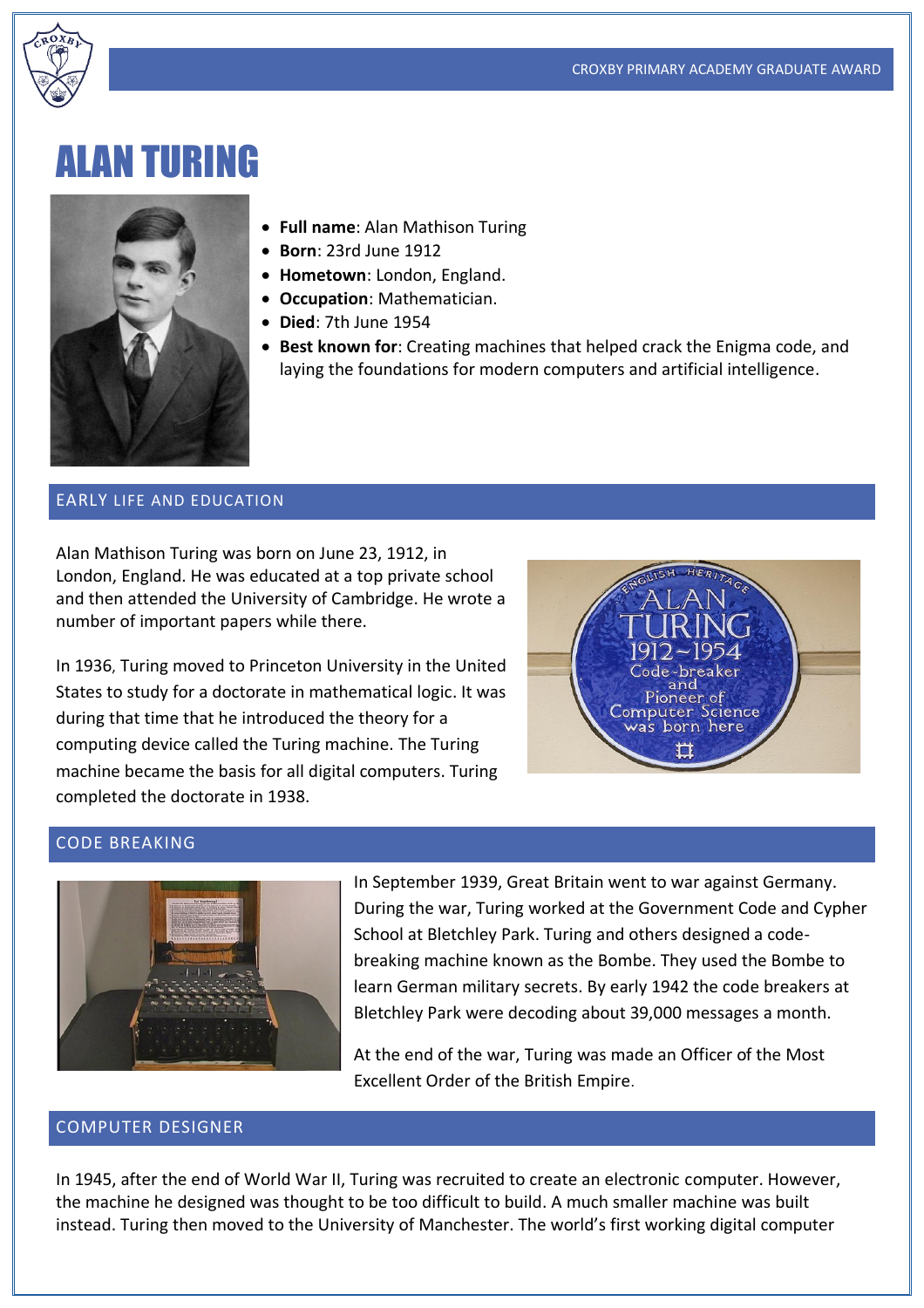# ALAN TURING

- **Full name**: Alan Mathison Turing
- **Born**: 23rd June 1912
- **Hometown**: London, England.
- **Occupation**: Mathematician.
- **Died**: 7th June 1954
- **Best known for**: Creating machines that helped crack the Enigma code, and laying the foundations for modern computers and artificial intelligence.

## EARLY LIFE AND EDUCATION

Alan Mathison Turing was born on June 23, 1912, in London, England. He was educated at a top private school and then attended the University of Cambridge. He wrote a number of important papers while there.

In 1936, Turing moved to Princeton University in the United States to study for a doctorate in mathematical logic. It was during that time that he introduced the theory for a computing device called the Turing machine. The Turing machine became the basis for all digital computers. Turing completed the doctorate in 1938.

## CODE BREAKING

In September 1939, Great Britain went to war against Germany. During the war, Turing worked at the Government Code and Cypher School at Bletchley Park. Turing and others designed a code-breaking machine known as the Bombe. They used the Bombe to learn German military secrets. By early 1942 the code breakers at Bletchley Park were decoding about 39,000 messages a month.

At the end of the war, Turing was made an Officer of the Most Excellent Order of the British Empire.

## COMPUTER DESIGNER

In 1945, after the end of World War II, Turing was recruited to create an electronic computer. However, the machine he designed was thought to be too difficult to build. A much smaller machine was built instead. Turing then moved to the University of Manchester. The world's first working digital computer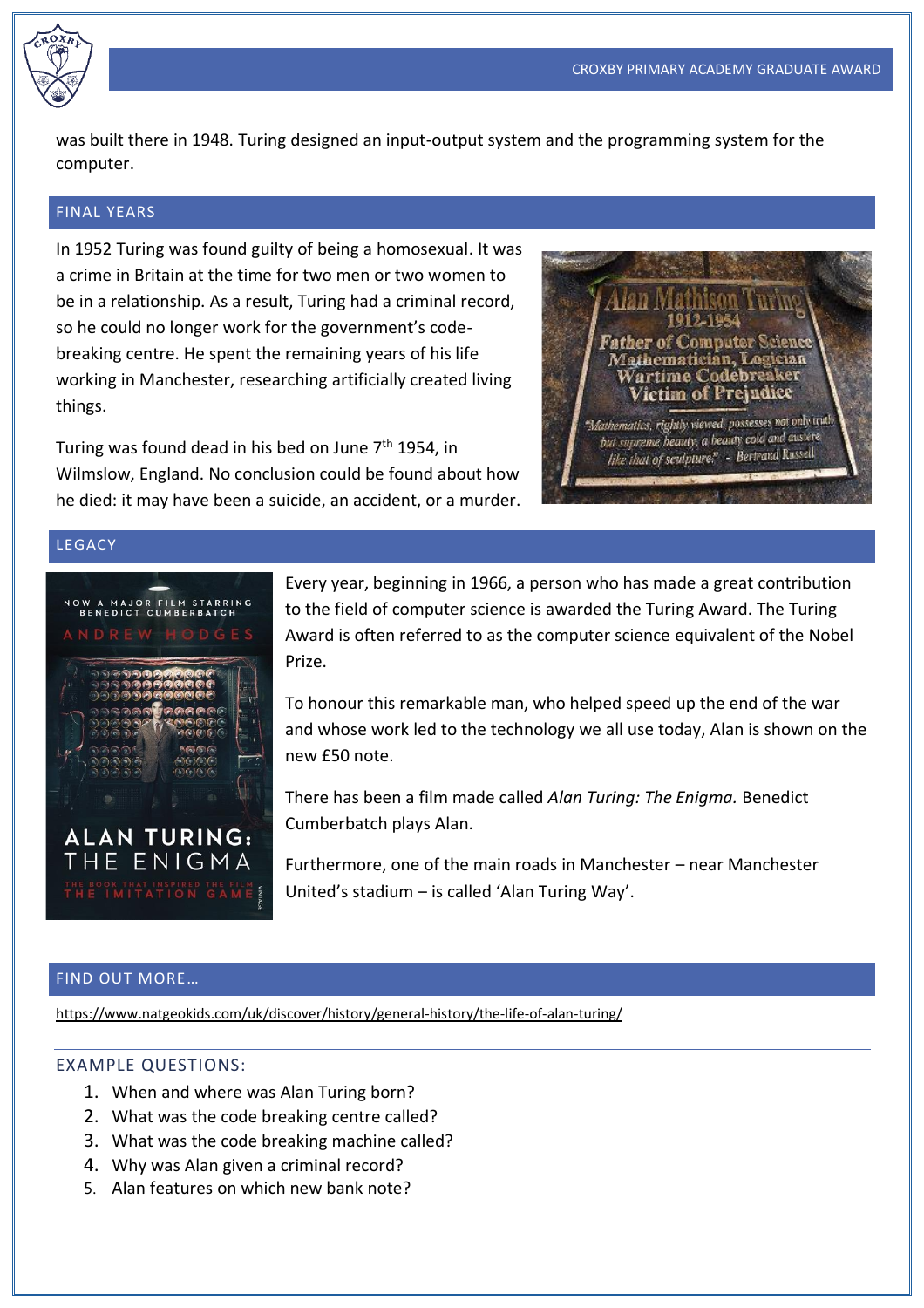was built there in 1948. Turing designed an input-output system and the programming system for the computer.

## FINAL YEARS

In 1952 Turing was found guilty of being a homosexual. It was a crime in Britain at the time for two men or two women to be in a relationship. As a result, Turing had a criminal record, so he could no longer work for the government's code-breaking centre. He spent the remaining years of his life working in Manchester, researching artificially created living things.

Turing was found dead in his bed on June 7th 1954, in Wilmslow, England. No conclusion could be found about how he died: it may have been a suicide, an accident, or a murder.

## LEGACY

Every year, beginning in 1966, a person who has made a great contribution to the field of computer science is awarded the Turing Award. The Turing Award is often referred to as the computer science equivalent of the Nobel Prize.

To honour this remarkable man, who helped speed up the end of the war and whose work led to the technology we all use today, Alan is shown on the new £50 note.

There has been a film made called *Alan Turing: The Enigma.* Benedict Cumberbatch plays Alan.

Furthermore, one of the main roads in Manchester – near Manchester United's stadium – is called 'Alan Turing Way'.

## FIND OUT MORE…

https://www.natgeokids.com/uk/discover/history/general-history/the-life-of-alan-turing/

### EXAMPLE QUESTIONS:

1. When and where was Alan Turing born?
2. What was the code breaking centre called?
3. What was the code breaking machine called?
4. Why was Alan given a criminal record?
5. Alan features on which new bank note?